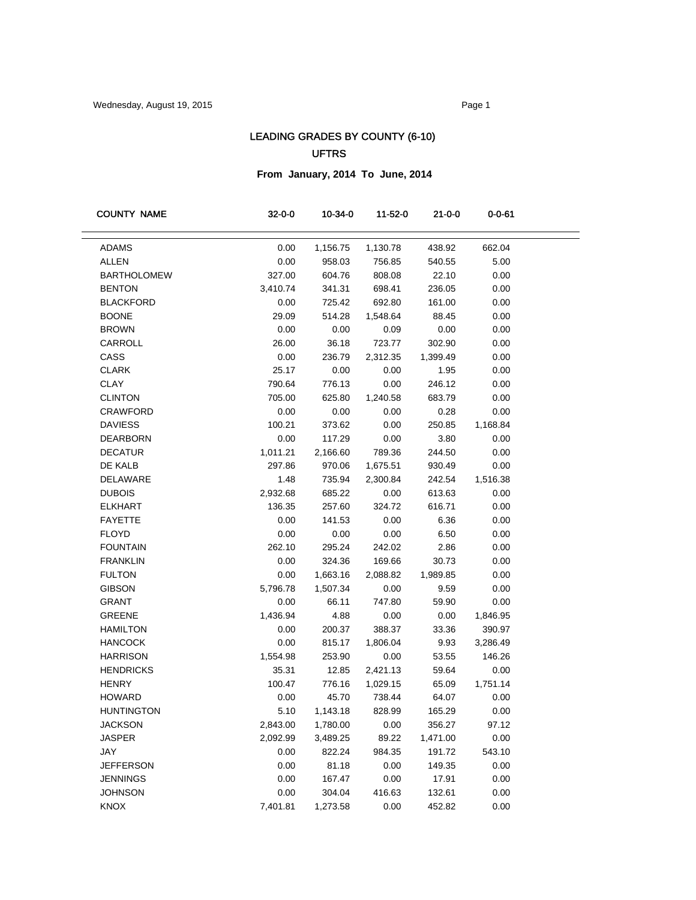# LEADING GRADES BY COUNTY (6-10)

## UFTRS

**From January, 2014 To June, 2014**

| COUNTY NAME | 32-0-0 | 10-34-0 | 11-52-0 | 21-0-0 | 0-0-61 |
|---|---|---|---|---|---|
| ADAMS | 0.00 | 1,156.75 | 1,130.78 | 438.92 | 662.04 |
| ALLEN | 0.00 | 958.03 | 756.85 | 540.55 | 5.00 |
| BARTHOLOMEW | 327.00 | 604.76 | 808.08 | 22.10 | 0.00 |
| BENTON | 3,410.74 | 341.31 | 698.41 | 236.05 | 0.00 |
| BLACKFORD | 0.00 | 725.42 | 692.80 | 161.00 | 0.00 |
| BOONE | 29.09 | 514.28 | 1,548.64 | 88.45 | 0.00 |
| BROWN | 0.00 | 0.00 | 0.09 | 0.00 | 0.00 |
| CARROLL | 26.00 | 36.18 | 723.77 | 302.90 | 0.00 |
| CASS | 0.00 | 236.79 | 2,312.35 | 1,399.49 | 0.00 |
| CLARK | 25.17 | 0.00 | 0.00 | 1.95 | 0.00 |
| CLAY | 790.64 | 776.13 | 0.00 | 246.12 | 0.00 |
| CLINTON | 705.00 | 625.80 | 1,240.58 | 683.79 | 0.00 |
| CRAWFORD | 0.00 | 0.00 | 0.00 | 0.28 | 0.00 |
| DAVIESS | 100.21 | 373.62 | 0.00 | 250.85 | 1,168.84 |
| DEARBORN | 0.00 | 117.29 | 0.00 | 3.80 | 0.00 |
| DECATUR | 1,011.21 | 2,166.60 | 789.36 | 244.50 | 0.00 |
| DE KALB | 297.86 | 970.06 | 1,675.51 | 930.49 | 0.00 |
| DELAWARE | 1.48 | 735.94 | 2,300.84 | 242.54 | 1,516.38 |
| DUBOIS | 2,932.68 | 685.22 | 0.00 | 613.63 | 0.00 |
| ELKHART | 136.35 | 257.60 | 324.72 | 616.71 | 0.00 |
| FAYETTE | 0.00 | 141.53 | 0.00 | 6.36 | 0.00 |
| FLOYD | 0.00 | 0.00 | 0.00 | 6.50 | 0.00 |
| FOUNTAIN | 262.10 | 295.24 | 242.02 | 2.86 | 0.00 |
| FRANKLIN | 0.00 | 324.36 | 169.66 | 30.73 | 0.00 |
| FULTON | 0.00 | 1,663.16 | 2,088.82 | 1,989.85 | 0.00 |
| GIBSON | 5,796.78 | 1,507.34 | 0.00 | 9.59 | 0.00 |
| GRANT | 0.00 | 66.11 | 747.80 | 59.90 | 0.00 |
| GREENE | 1,436.94 | 4.88 | 0.00 | 0.00 | 1,846.95 |
| HAMILTON | 0.00 | 200.37 | 388.37 | 33.36 | 390.97 |
| HANCOCK | 0.00 | 815.17 | 1,806.04 | 9.93 | 3,286.49 |
| HARRISON | 1,554.98 | 253.90 | 0.00 | 53.55 | 146.26 |
| HENDRICKS | 35.31 | 12.85 | 2,421.13 | 59.64 | 0.00 |
| HENRY | 100.47 | 776.16 | 1,029.15 | 65.09 | 1,751.14 |
| HOWARD | 0.00 | 45.70 | 738.44 | 64.07 | 0.00 |
| HUNTINGTON | 5.10 | 1,143.18 | 828.99 | 165.29 | 0.00 |
| JACKSON | 2,843.00 | 1,780.00 | 0.00 | 356.27 | 97.12 |
| JASPER | 2,092.99 | 3,489.25 | 89.22 | 1,471.00 | 0.00 |
| JAY | 0.00 | 822.24 | 984.35 | 191.72 | 543.10 |
| JEFFERSON | 0.00 | 81.18 | 0.00 | 149.35 | 0.00 |
| JENNINGS | 0.00 | 167.47 | 0.00 | 17.91 | 0.00 |
| JOHNSON | 0.00 | 304.04 | 416.63 | 132.61 | 0.00 |
| KNOX | 7,401.81 | 1,273.58 | 0.00 | 452.82 | 0.00 |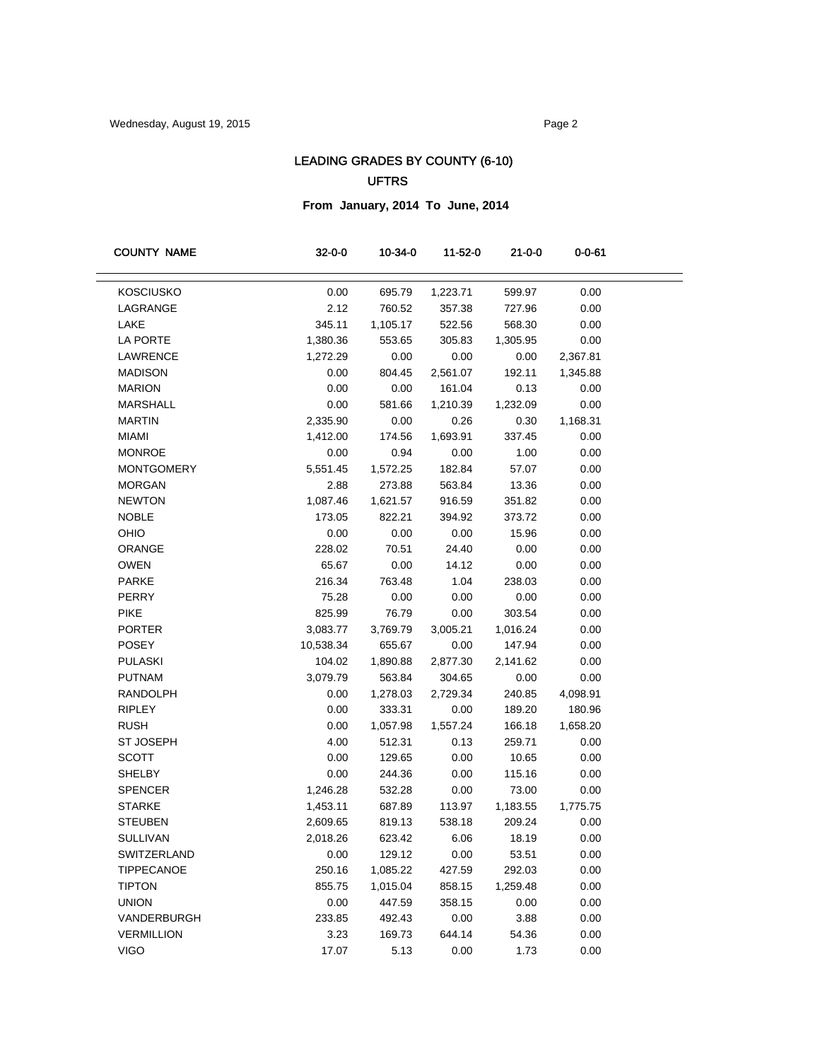## LEADING GRADES BY COUNTY (6-10)

### UFTRS

**From January, 2014 To June, 2014**

| COUNTY NAME | 32-0-0 | 10-34-0 | 11-52-0 | 21-0-0 | 0-0-61 |
|---|---|---|---|---|---|
| KOSCIUSKO | 0.00 | 695.79 | 1,223.71 | 599.97 | 0.00 |
| LAGRANGE | 2.12 | 760.52 | 357.38 | 727.96 | 0.00 |
| LAKE | 345.11 | 1,105.17 | 522.56 | 568.30 | 0.00 |
| LA PORTE | 1,380.36 | 553.65 | 305.83 | 1,305.95 | 0.00 |
| LAWRENCE | 1,272.29 | 0.00 | 0.00 | 0.00 | 2,367.81 |
| MADISON | 0.00 | 804.45 | 2,561.07 | 192.11 | 1,345.88 |
| MARION | 0.00 | 0.00 | 161.04 | 0.13 | 0.00 |
| MARSHALL | 0.00 | 581.66 | 1,210.39 | 1,232.09 | 0.00 |
| MARTIN | 2,335.90 | 0.00 | 0.26 | 0.30 | 1,168.31 |
| MIAMI | 1,412.00 | 174.56 | 1,693.91 | 337.45 | 0.00 |
| MONROE | 0.00 | 0.94 | 0.00 | 1.00 | 0.00 |
| MONTGOMERY | 5,551.45 | 1,572.25 | 182.84 | 57.07 | 0.00 |
| MORGAN | 2.88 | 273.88 | 563.84 | 13.36 | 0.00 |
| NEWTON | 1,087.46 | 1,621.57 | 916.59 | 351.82 | 0.00 |
| NOBLE | 173.05 | 822.21 | 394.92 | 373.72 | 0.00 |
| OHIO | 0.00 | 0.00 | 0.00 | 15.96 | 0.00 |
| ORANGE | 228.02 | 70.51 | 24.40 | 0.00 | 0.00 |
| OWEN | 65.67 | 0.00 | 14.12 | 0.00 | 0.00 |
| PARKE | 216.34 | 763.48 | 1.04 | 238.03 | 0.00 |
| PERRY | 75.28 | 0.00 | 0.00 | 0.00 | 0.00 |
| PIKE | 825.99 | 76.79 | 0.00 | 303.54 | 0.00 |
| PORTER | 3,083.77 | 3,769.79 | 3,005.21 | 1,016.24 | 0.00 |
| POSEY | 10,538.34 | 655.67 | 0.00 | 147.94 | 0.00 |
| PULASKI | 104.02 | 1,890.88 | 2,877.30 | 2,141.62 | 0.00 |
| PUTNAM | 3,079.79 | 563.84 | 304.65 | 0.00 | 0.00 |
| RANDOLPH | 0.00 | 1,278.03 | 2,729.34 | 240.85 | 4,098.91 |
| RIPLEY | 0.00 | 333.31 | 0.00 | 189.20 | 180.96 |
| RUSH | 0.00 | 1,057.98 | 1,557.24 | 166.18 | 1,658.20 |
| ST JOSEPH | 4.00 | 512.31 | 0.13 | 259.71 | 0.00 |
| SCOTT | 0.00 | 129.65 | 0.00 | 10.65 | 0.00 |
| SHELBY | 0.00 | 244.36 | 0.00 | 115.16 | 0.00 |
| SPENCER | 1,246.28 | 532.28 | 0.00 | 73.00 | 0.00 |
| STARKE | 1,453.11 | 687.89 | 113.97 | 1,183.55 | 1,775.75 |
| STEUBEN | 2,609.65 | 819.13 | 538.18 | 209.24 | 0.00 |
| SULLIVAN | 2,018.26 | 623.42 | 6.06 | 18.19 | 0.00 |
| SWITZERLAND | 0.00 | 129.12 | 0.00 | 53.51 | 0.00 |
| TIPPECANOE | 250.16 | 1,085.22 | 427.59 | 292.03 | 0.00 |
| TIPTON | 855.75 | 1,015.04 | 858.15 | 1,259.48 | 0.00 |
| UNION | 0.00 | 447.59 | 358.15 | 0.00 | 0.00 |
| VANDERBURGH | 233.85 | 492.43 | 0.00 | 3.88 | 0.00 |
| VERMILLION | 3.23 | 169.73 | 644.14 | 54.36 | 0.00 |
| VIGO | 17.07 | 5.13 | 0.00 | 1.73 | 0.00 |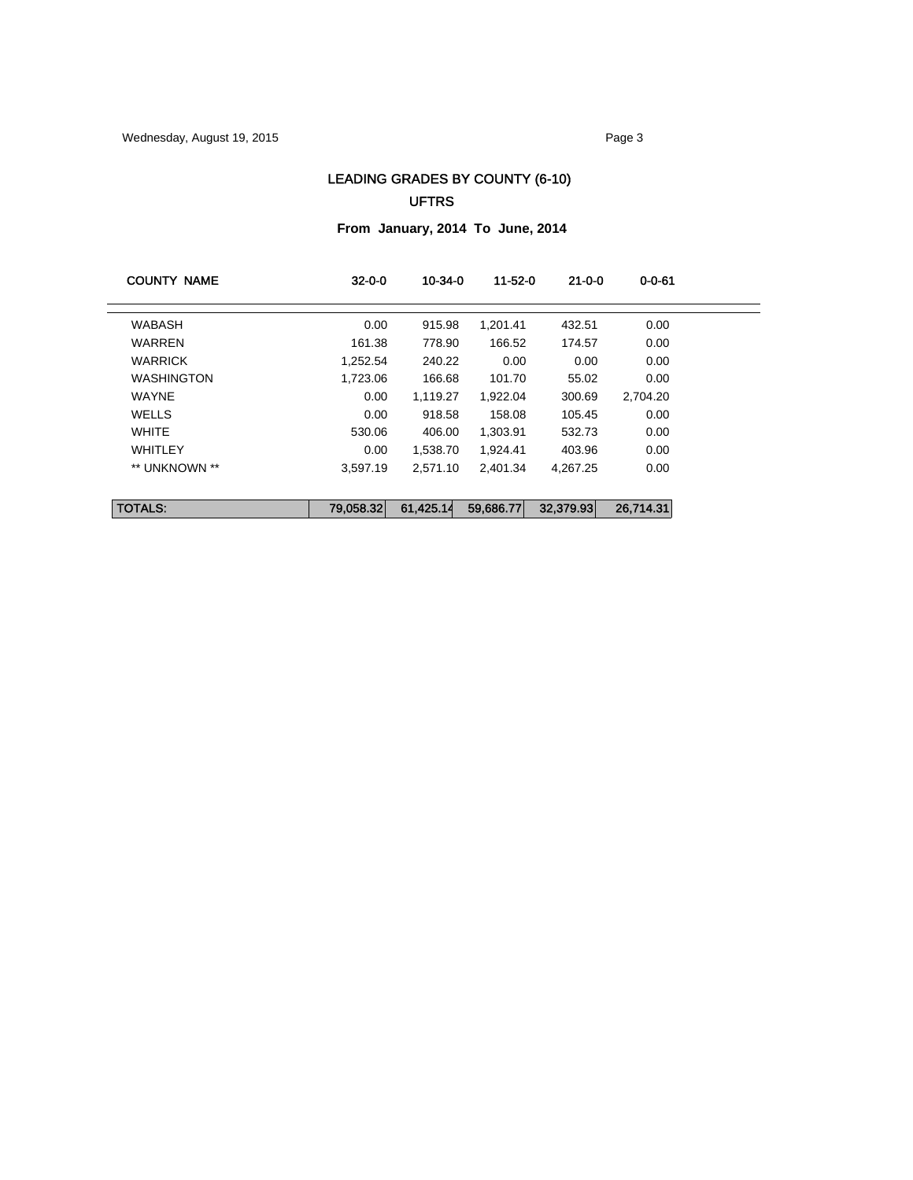## LEADING GRADES BY COUNTY (6-10)

### UFTRS

**From January, 2014 To June, 2014**

| COUNTY NAME | 32-0-0 | 10-34-0 | 11-52-0 | 21-0-0 | 0-0-61 |
|---|---|---|---|---|---|
| WABASH | 0.00 | 915.98 | 1,201.41 | 432.51 | 0.00 |
| WARREN | 161.38 | 778.90 | 166.52 | 174.57 | 0.00 |
| WARRICK | 1,252.54 | 240.22 | 0.00 | 0.00 | 0.00 |
| WASHINGTON | 1,723.06 | 166.68 | 101.70 | 55.02 | 0.00 |
| WAYNE | 0.00 | 1,119.27 | 1,922.04 | 300.69 | 2,704.20 |
| WELLS | 0.00 | 918.58 | 158.08 | 105.45 | 0.00 |
| WHITE | 530.06 | 406.00 | 1,303.91 | 532.73 | 0.00 |
| WHITLEY | 0.00 | 1,538.70 | 1,924.41 | 403.96 | 0.00 |
| ** UNKNOWN ** | 3,597.19 | 2,571.10 | 2,401.34 | 4,267.25 | 0.00 |
| **TOTALS:** | **79,058.32** | **61,425.14** | **59,686.77** | **32,379.93** | **26,714.31** |